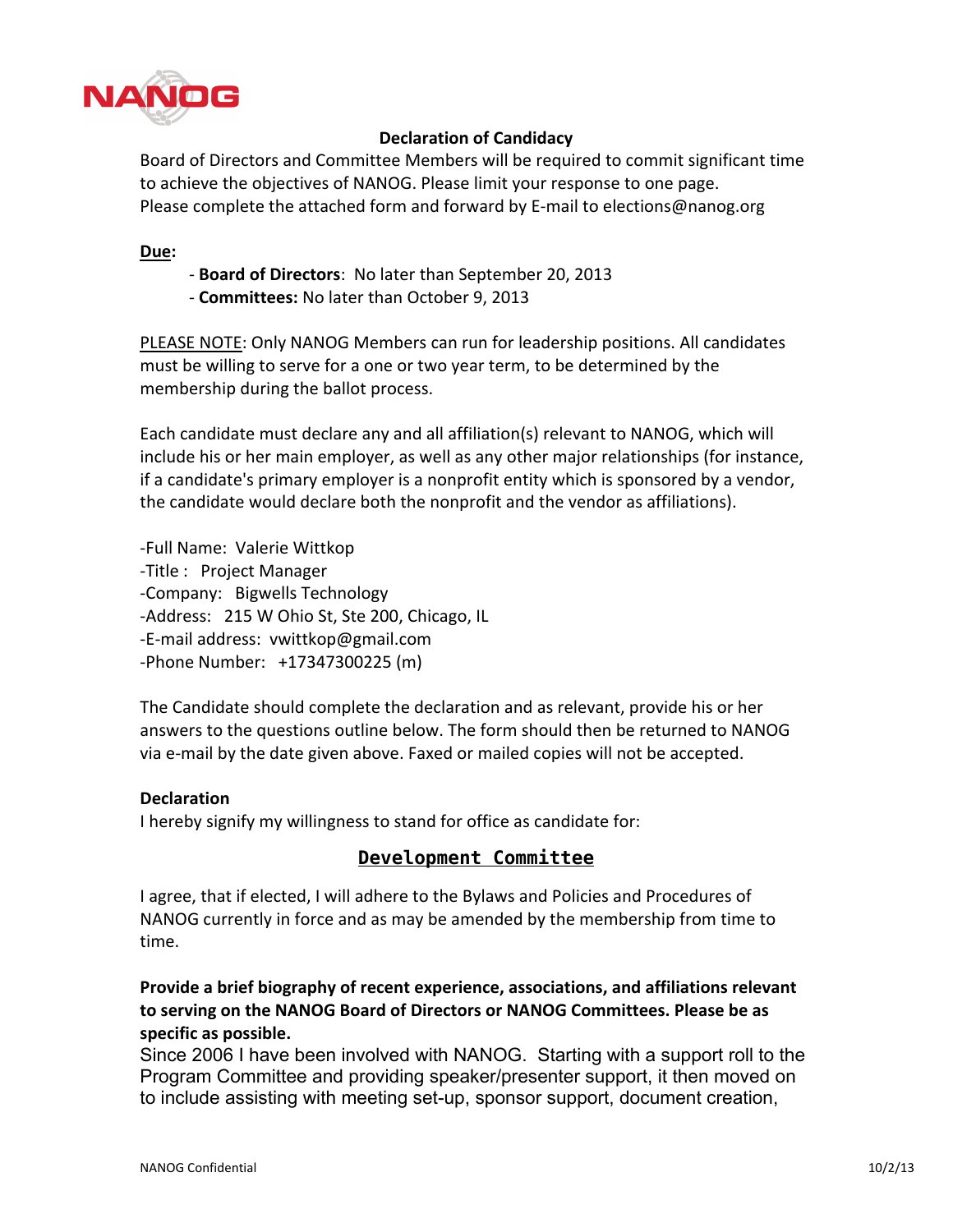NANOG

## Declaration of Candidacy

Board of Directors and Committee Members will be required to commit significant time to achieve the objectives of NANOG. Please limit your response to one page.
Please complete the attached form and forward by E-mail to elections@nanog.org

**Due:**

- **Board of Directors**: No later than September 20, 2013
- **Committees:** No later than October 9, 2013

PLEASE NOTE: Only NANOG Members can run for leadership positions. All candidates must be willing to serve for a one or two year term, to be determined by the membership during the ballot process.

Each candidate must declare any and all affiliation(s) relevant to NANOG, which will include his or her main employer, as well as any other major relationships (for instance, if a candidate's primary employer is a nonprofit entity which is sponsored by a vendor, the candidate would declare both the nonprofit and the vendor as affiliations).

-Full Name: Valerie Wittkop
-Title : Project Manager
-Company: Bigwells Technology
-Address: 215 W Ohio St, Ste 200, Chicago, IL
-E-mail address: vwittkop@gmail.com
-Phone Number: +17347300225 (m)

The Candidate should complete the declaration and as relevant, provide his or her answers to the questions outline below. The form should then be returned to NANOG via e-mail by the date given above. Faxed or mailed copies will not be accepted.

**Declaration**
I hereby signify my willingness to stand for office as candidate for:

**Development Committee**

I agree, that if elected, I will adhere to the Bylaws and Policies and Procedures of NANOG currently in force and as may be amended by the membership from time to time.

**Provide a brief biography of recent experience, associations, and affiliations relevant to serving on the NANOG Board of Directors or NANOG Committees. Please be as specific as possible.**
Since 2006 I have been involved with NANOG. Starting with a support roll to the Program Committee and providing speaker/presenter support, it then moved on to include assisting with meeting set-up, sponsor support, document creation,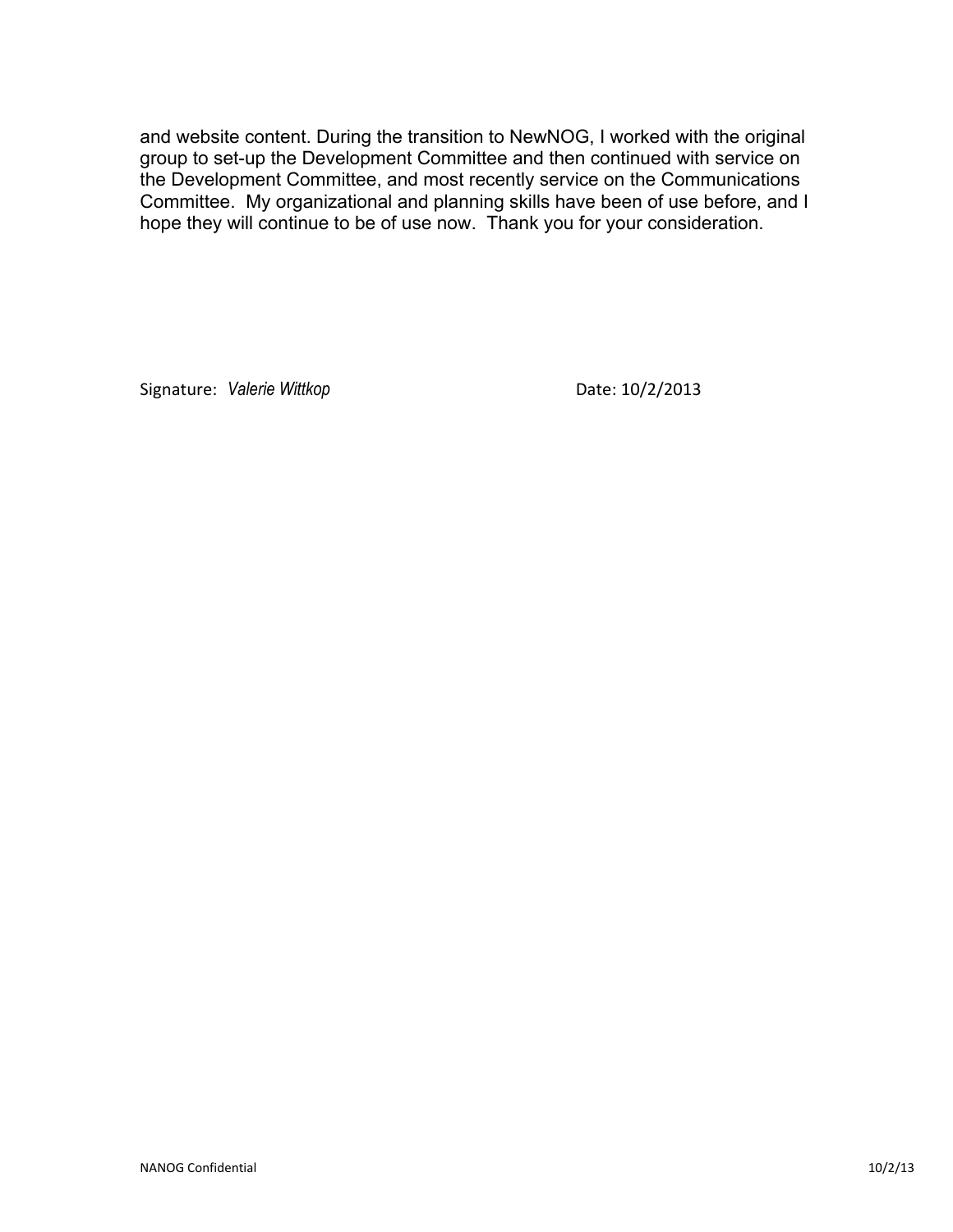and website content. During the transition to NewNOG, I worked with the original group to set-up the Development Committee and then continued with service on the Development Committee, and most recently service on the Communications Committee. My organizational and planning skills have been of use before, and I hope they will continue to be of use now. Thank you for your consideration.

Signature: *Valerie Wittkop* Date: 10/2/2013